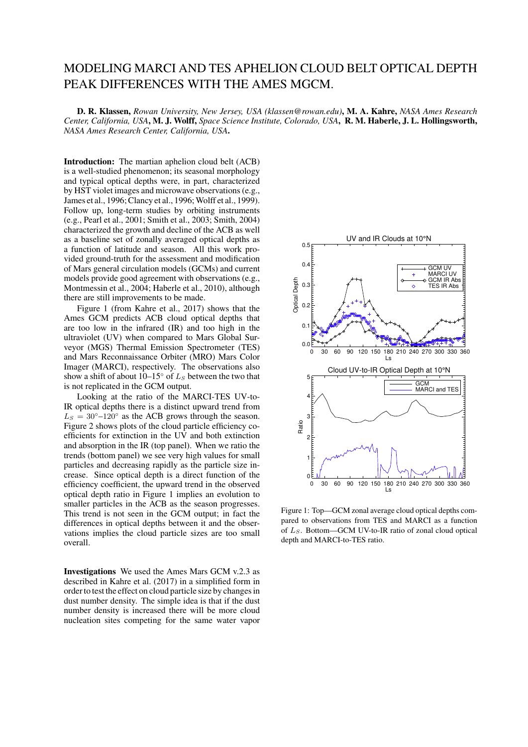# MODELING MARCI AND TES APHELION CLOUD BELT OPTICAL DEPTH PEAK DIFFERENCES WITH THE AMES MGCM.

**D. R. Klassen,** *Rowan University, New Jersey, USA (klassen@rowan.edu)*, **M. A. Kahre,** *NASA Ames Research Center, California, USA*, **M. J. Wolff,** *Space Science Institute, Colorado, USA*, **R. M. Haberle, J. L. Hollingsworth,** *NASA Ames Research Center, California, USA*.

**Introduction:** The martian aphelion cloud belt (ACB) is a well-studied phenomenon; its seasonal morphology and typical optical depths were, in part, characterized by HST violet images and microwave observations (e.g., James et al., 1996; Clancy et al., 1996; Wolff et al., 1999). Follow up, long-term studies by orbiting instruments (e.g., Pearl et al., 2001; Smith et al., 2003; Smith, 2004) characterized the growth and decline of the ACB as well as a baseline set of zonally averaged optical depths as a function of latitude and season. All this work provided ground-truth for the assessment and modification of Mars general circulation models (GCMs) and current models provide good agreement with observations (e.g., Montmessin et al., 2004; Haberle et al., 2010), although there are still improvements to be made.

Figure 1 (from Kahre et al., 2017) shows that the Ames GCM predicts ACB cloud optical depths that are too low in the infrared (IR) and too high in the ultraviolet (UV) when compared to Mars Global Surveyor (MGS) Thermal Emission Spectrometer (TES) and Mars Reconnaissance Orbiter (MRO) Mars Color Imager (MARCI), respectively. The observations also show a shift of about 10–15° of $L_S$ between the two that is not replicated in the GCM output.

Looking at the ratio of the MARCI-TES UV-to-IR optical depths there is a distinct upward trend from $L_S = 30°–120°$ as the ACB grows through the season. Figure 2 shows plots of the cloud particle efficiency coefficients for extinction in the UV and both extinction and absorption in the IR (top panel). When we ratio the trends (bottom panel) we see very high values for small particles and decreasing rapidly as the particle size increase. Since optical depth is a direct function of the efficiency coefficient, the upward trend in the observed optical depth ratio in Figure 1 implies an evolution to smaller particles in the ACB as the season progresses. This trend is not seen in the GCM output; in fact the differences in optical depths between it and the observations implies the cloud particle sizes are too small overall.

Figure 1: Top—GCM zonal average cloud optical depths compared to observations from TES and MARCI as a function of $L_S$. Bottom—GCM UV-to-IR ratio of zonal cloud optical depth and MARCI-to-TES ratio.

**Investigations** We used the Ames Mars GCM v.2.3 as described in Kahre et al. (2017) in a simplified form in order to test the effect on cloud particle size by changes in dust number density. The simple idea is that if the dust number density is increased there will be more cloud nucleation sites competing for the same water vapor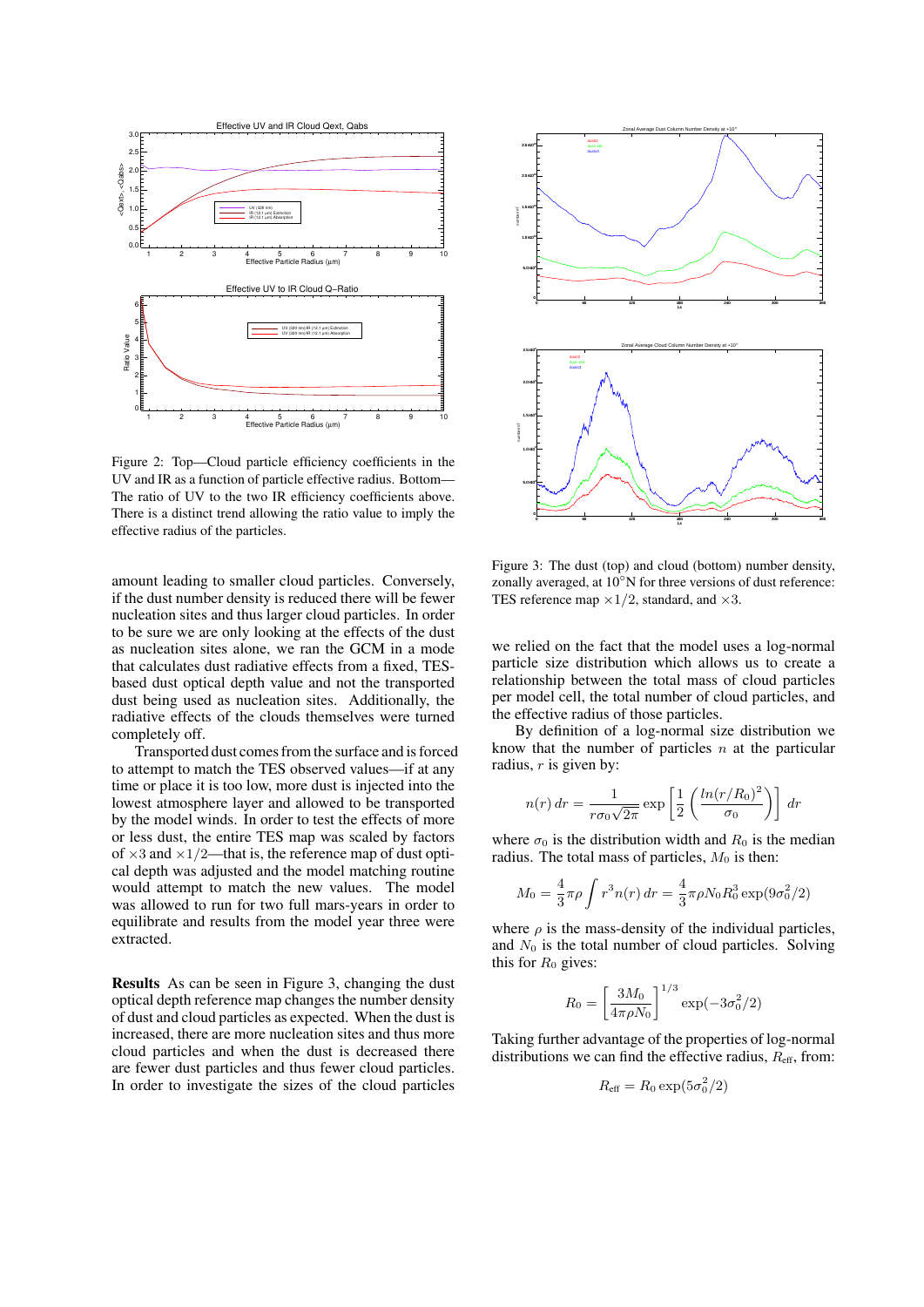Figure 2: Top—Cloud particle efficiency coefficients in the UV and IR as a function of particle effective radius. Bottom—The ratio of UV to the two IR efficiency coefficients above. There is a distinct trend allowing the ratio value to imply the effective radius of the particles.

amount leading to smaller cloud particles. Conversely, if the dust number density is reduced there will be fewer nucleation sites and thus larger cloud particles. In order to be sure we are only looking at the effects of the dust as nucleation sites alone, we ran the GCM in a mode that calculates dust radiative effects from a fixed, TES-based dust optical depth value and not the transported dust being used as nucleation sites. Additionally, the radiative effects of the clouds themselves were turned completely off.

Transported dust comes from the surface and is forced to attempt to match the TES observed values—if at any time or place it is too low, more dust is injected into the lowest atmosphere layer and allowed to be transported by the model winds. In order to test the effects of more or less dust, the entire TES map was scaled by factors of $\times 3$ and $\times 1/2$—that is, the reference map of dust optical depth was adjusted and the model matching routine would attempt to match the new values. The model was allowed to run for two full mars-years in order to equilibrate and results from the model year three were extracted.

**Results** As can be seen in Figure 3, changing the dust optical depth reference map changes the number density of dust and cloud particles as expected. When the dust is increased, there are more nucleation sites and thus more cloud particles and when the dust is decreased there are fewer dust particles and thus fewer cloud particles. In order to investigate the sizes of the cloud particles

Figure 3: The dust (top) and cloud (bottom) number density, zonally averaged, at 10°N for three versions of dust reference: TES reference map $\times 1/2$, standard, and $\times 3$.

we relied on the fact that the model uses a log-normal particle size distribution which allows us to create a relationship between the total mass of cloud particles per model cell, the total number of cloud particles, and the effective radius of those particles.

By definition of a log-normal size distribution we know that the number of particles $n$ at the particular radius, $r$ is given by:

$$n(r)\,dr = \frac{1}{r\sigma_0\sqrt{2\pi}} \exp\left[\frac{1}{2}\left(\frac{ln(r/R_0)^2}{\sigma_0}\right)\right]\,dr$$

where $\sigma_0$ is the distribution width and $R_0$ is the median radius. The total mass of particles, $M_0$ is then:

$$M_0 = \frac{4}{3}\pi\rho\int r^3 n(r)\,dr = \frac{4}{3}\pi\rho N_0 R_0^3 \exp(9\sigma_0^2/2)$$

where $\rho$ is the mass-density of the individual particles, and $N_0$ is the total number of cloud particles. Solving this for $R_0$ gives:

$$R_0 = \left[\frac{3M_0}{4\pi\rho N_0}\right]^{1/3} \exp(-3\sigma_0^2/2)$$

Taking further advantage of the properties of log-normal distributions we can find the effective radius, $R_{\text{eff}}$, from:

$$R_{\text{eff}} = R_0 \exp(5\sigma_0^2/2)$$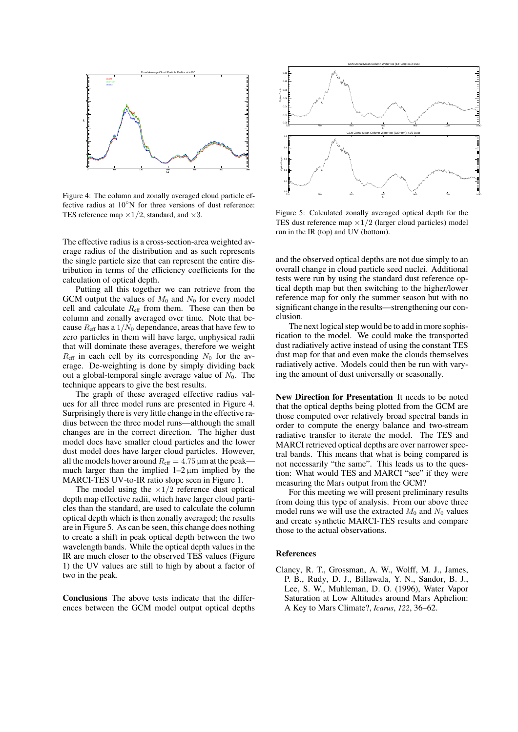Figure 4: The column and zonally averaged cloud particle effective radius at 10°N for three versions of dust reference: TES reference map $\times 1/2$, standard, and $\times 3$.

The effective radius is a cross-section-area weighted average radius of the distribution and as such represents the single particle size that can represent the entire distribution in terms of the efficiency coefficients for the calculation of optical depth.

Putting all this together we can retrieve from the GCM output the values of $M_0$ and $N_0$ for every model cell and calculate $R_{\text{eff}}$ from them. These can then be column and zonally averaged over time. Note that because $R_{\text{eff}}$ has a $1/N_0$ dependance, areas that have few to zero particles in them will have large, unphysical radii that will dominate these averages, therefore we weight $R_{\text{eff}}$ in each cell by its corresponding $N_0$ for the average. De-weighting is done by simply dividing back out a global-temporal single average value of $N_0$. The technique appears to give the best results.

The graph of these averaged effective radius values for all three model runs are presented in Figure 4. Surprisingly there is very little change in the effective radius between the three model runs—although the small changes are in the correct direction. The higher dust model does have smaller cloud particles and the lower dust model does have larger cloud particles. However, all the models hover around $R_{\text{eff}} = 4.75\ \mu\text{m}$ at the peak—much larger than the implied 1–2 μm implied by the MARCI-TES UV-to-IR ratio slope seen in Figure 1.

The model using the $\times 1/2$ reference dust optical depth map effective radii, which have larger cloud particles than the standard, are used to calculate the column optical depth which is then zonally averaged; the results are in Figure 5. As can be seen, this change does nothing to create a shift in peak optical depth between the two wavelength bands. While the optical depth values in the IR are much closer to the observed TES values (Figure 1) the UV values are still to high by about a factor of two in the peak.

**Conclusions** The above tests indicate that the differences between the GCM model output optical depths and the observed optical depths are not due simply to an overall change in cloud particle seed nuclei. Additional tests were run by using the standard dust reference optical depth map but then switching to the higher/lower reference map for only the summer season but with no significant change in the results—strengthening our conclusion.

The next logical step would be to add in more sophistication to the model. We could make the transported dust radiatively active instead of using the constant TES dust map for that and even make the clouds themselves radiatively active. Models could then be run with varying the amount of dust universally or seasonally.

Figure 5: Calculated zonally averaged optical depth for the TES dust reference map $\times 1/2$ (larger cloud particles) model run in the IR (top) and UV (bottom).

**New Direction for Presentation** It needs to be noted that the optical depths being plotted from the GCM are those computed over relatively broad spectral bands in order to compute the energy balance and two-stream radiative transfer to iterate the model. The TES and MARCI retrieved optical depths are over narrower spectral bands. This means that what is being compared is not necessarily "the same". This leads us to the question: What would TES and MARCI "see" if they were measuring the Mars output from the GCM?

For this meeting we will present preliminary results from doing this type of analysis. From our above three model runs we will use the extracted $M_0$ and $N_0$ values and create synthetic MARCI-TES results and compare those to the actual observations.

## References

Clancy, R. T., Grossman, A. W., Wolff, M. J., James, P. B., Rudy, D. J., Billawala, Y. N., Sandor, B. J., Lee, S. W., Muhleman, D. O. (1996), Water Vapor Saturation at Low Altitudes around Mars Aphelion: A Key to Mars Climate?, *Icarus*, *122*, 36–62.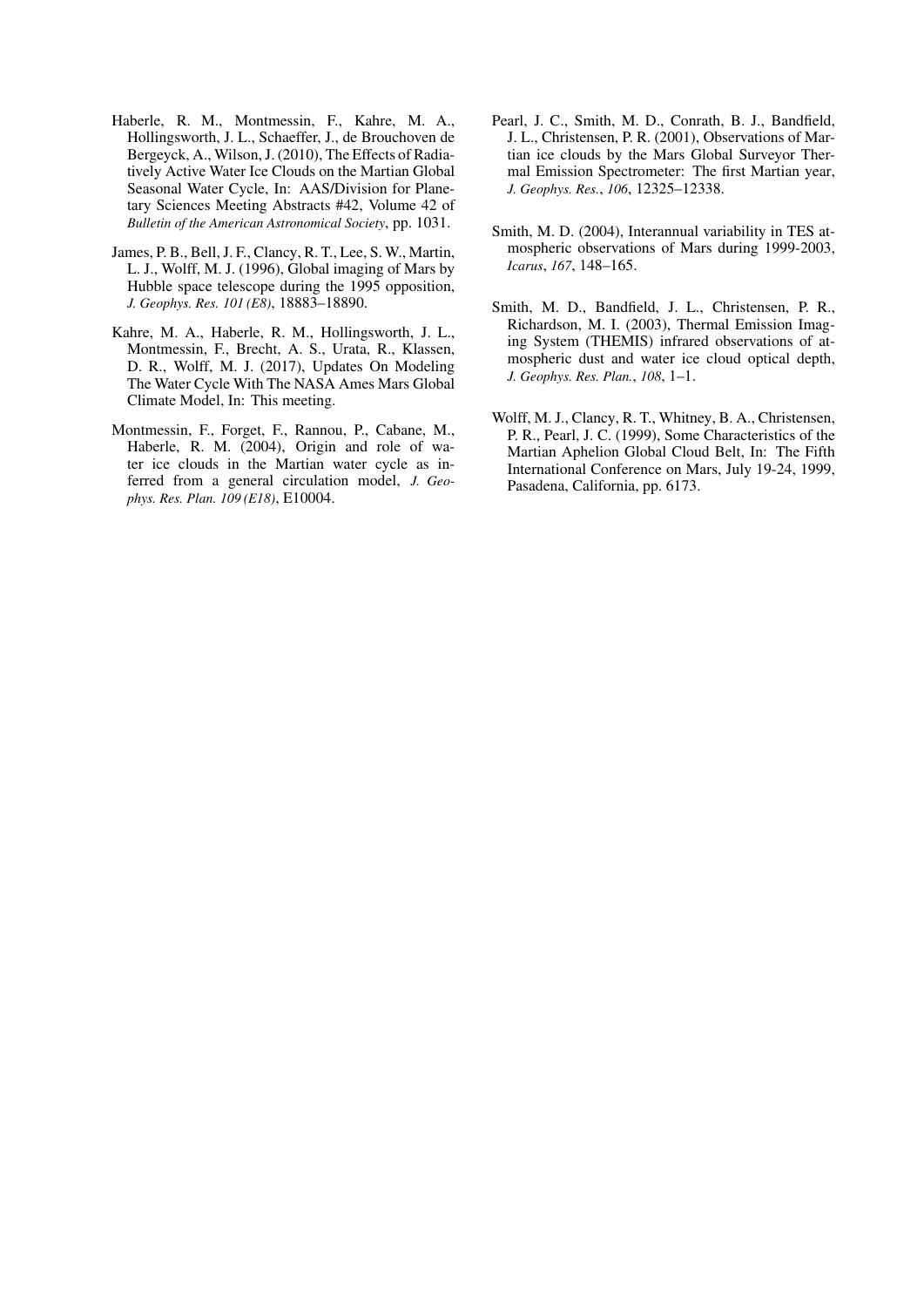Haberle, R. M., Montmessin, F., Kahre, M. A., Hollingsworth, J. L., Schaeffer, J., de Brouchoven de Bergeyck, A., Wilson, J. (2010), The Effects of Radiatively Active Water Ice Clouds on the Martian Global Seasonal Water Cycle, In: AAS/Division for Planetary Sciences Meeting Abstracts #42, Volume 42 of *Bulletin of the American Astronomical Society*, pp. 1031.

James, P. B., Bell, J. F., Clancy, R. T., Lee, S. W., Martin, L. J., Wolff, M. J. (1996), Global imaging of Mars by Hubble space telescope during the 1995 opposition, *J. Geophys. Res. 101 (E8)*, 18883–18890.

Kahre, M. A., Haberle, R. M., Hollingsworth, J. L., Montmessin, F., Brecht, A. S., Urata, R., Klassen, D. R., Wolff, M. J. (2017), Updates On Modeling The Water Cycle With The NASA Ames Mars Global Climate Model, In: This meeting.

Montmessin, F., Forget, F., Rannou, P., Cabane, M., Haberle, R. M. (2004), Origin and role of water ice clouds in the Martian water cycle as inferred from a general circulation model, *J. Geophys. Res. Plan. 109 (E18)*, E10004.

Pearl, J. C., Smith, M. D., Conrath, B. J., Bandfield, J. L., Christensen, P. R. (2001), Observations of Martian ice clouds by the Mars Global Surveyor Thermal Emission Spectrometer: The first Martian year, *J. Geophys. Res.*, *106*, 12325–12338.

Smith, M. D. (2004), Interannual variability in TES atmospheric observations of Mars during 1999-2003, *Icarus*, *167*, 148–165.

Smith, M. D., Bandfield, J. L., Christensen, P. R., Richardson, M. I. (2003), Thermal Emission Imaging System (THEMIS) infrared observations of atmospheric dust and water ice cloud optical depth, *J. Geophys. Res. Plan.*, *108*, 1–1.

Wolff, M. J., Clancy, R. T., Whitney, B. A., Christensen, P. R., Pearl, J. C. (1999), Some Characteristics of the Martian Aphelion Global Cloud Belt, In: The Fifth International Conference on Mars, July 19-24, 1999, Pasadena, California, pp. 6173.